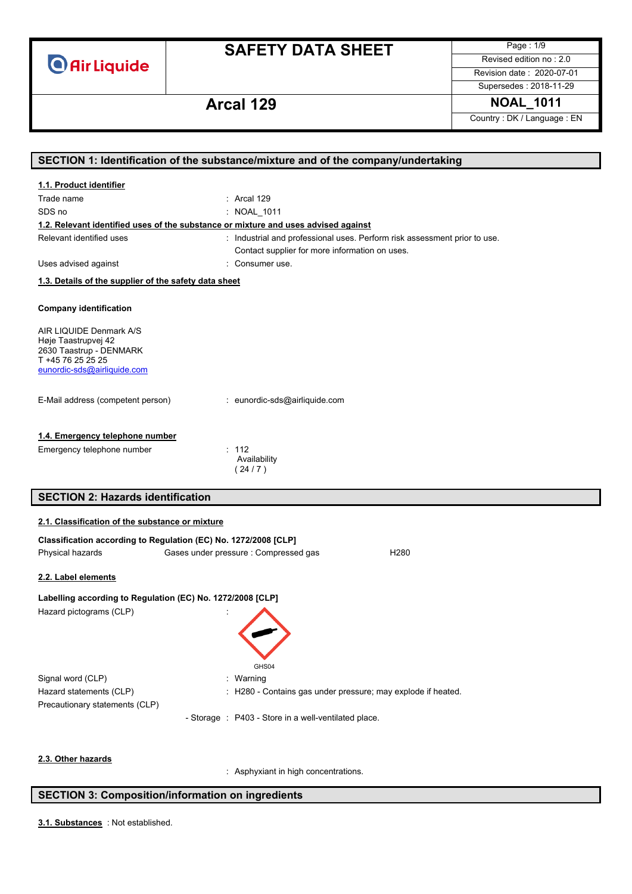# SAFETY DATA SHEET

**Arcal 129**

| | |
|---|---|
| Revised edition no : 2.0 | |
| Revision date : 2020-07-01 | |
| Supersedes : 2018-11-29 | |
| **NOAL_1011** | |
| Country : DK / Language : EN | |

## SECTION 1: Identification of the substance/mixture and of the company/undertaking

### 1.1. Product identifier

Trade name : Arcal 129

SDS no : NOAL_1011

### 1.2. Relevant identified uses of the substance or mixture and uses advised against

Relevant identified uses : Industrial and professional uses. Perform risk assessment prior to use. Contact supplier for more information on uses.

Uses advised against : Consumer use.

### 1.3. Details of the supplier of the safety data sheet

**Company identification**

AIR LIQUIDE Denmark A/S
Høje Taastrupvej 42
2630 Taastrup - DENMARK
T +45 76 25 25 25
eunordic-sds@airliquide.com

E-Mail address (competent person) : eunordic-sds@airliquide.com

### 1.4. Emergency telephone number

Emergency telephone number : 112
Availability
( 24 / 7 )

## SECTION 2: Hazards identification

### 2.1. Classification of the substance or mixture

**Classification according to Regulation (EC) No. 1272/2008 [CLP]**

Physical hazards    Gases under pressure : Compressed gas    H280

### 2.2. Label elements

**Labelling according to Regulation (EC) No. 1272/2008 [CLP]**

Hazard pictograms (CLP) :

GHS04

Signal word (CLP) : Warning

Hazard statements (CLP) : H280 - Contains gas under pressure; may explode if heated.

Precautionary statements (CLP)

- Storage : P403 - Store in a well-ventilated place.

### 2.3. Other hazards

: Asphyxiant in high concentrations.

## SECTION 3: Composition/information on ingredients

**3.1. Substances** : Not established.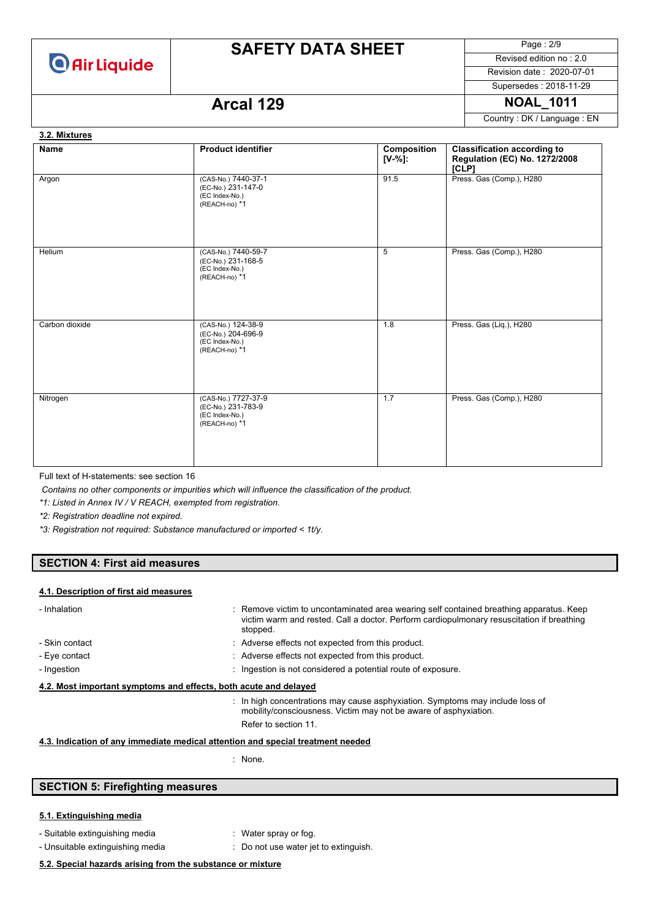### 3.2. Mixtures

| Name | Product identifier | Composition [V-%]: | Classification according to Regulation (EC) No. 1272/2008 [CLP] |
|---|---|---|---|
| Argon | (CAS-No.) 7440-37-1<br>(EC-No.) 231-147-0<br>(EC Index-No.)<br>(REACH-no) *1 | 91.5 | Press. Gas (Comp.), H280 |
| Helium | (CAS-No.) 7440-59-7<br>(EC-No.) 231-168-5<br>(EC Index-No.)<br>(REACH-no) *1 | 5 | Press. Gas (Comp.), H280 |
| Carbon dioxide | (CAS-No.) 124-38-9<br>(EC-No.) 204-696-9<br>(EC Index-No.)<br>(REACH-no) *1 | 1.8 | Press. Gas (Liq.), H280 |
| Nitrogen | (CAS-No.) 7727-37-9<br>(EC-No.) 231-783-9<br>(EC Index-No.)<br>(REACH-no) *1 | 1.7 | Press. Gas (Comp.), H280 |

Full text of H-statements: see section 16

*Contains no other components or impurities which will influence the classification of the product.*

*\*1: Listed in Annex IV / V REACH, exempted from registration.*

*\*2: Registration deadline not expired.*

*\*3: Registration not required: Substance manufactured or imported < 1t/y.*

## SECTION 4: First aid measures

### 4.1. Description of first aid measures

- Inhalation : Remove victim to uncontaminated area wearing self contained breathing apparatus. Keep victim warm and rested. Call a doctor. Perform cardiopulmonary resuscitation if breathing stopped.
- Skin contact : Adverse effects not expected from this product.
- Eye contact : Adverse effects not expected from this product.
- Ingestion : Ingestion is not considered a potential route of exposure.

### 4.2. Most important symptoms and effects, both acute and delayed

: In high concentrations may cause asphyxiation. Symptoms may include loss of mobility/consciousness. Victim may not be aware of asphyxiation.

Refer to section 11.

### 4.3. Indication of any immediate medical attention and special treatment needed

: None.

## SECTION 5: Firefighting measures

### 5.1. Extinguishing media

- Suitable extinguishing media : Water spray or fog.
- Unsuitable extinguishing media : Do not use water jet to extinguish.

### 5.2. Special hazards arising from the substance or mixture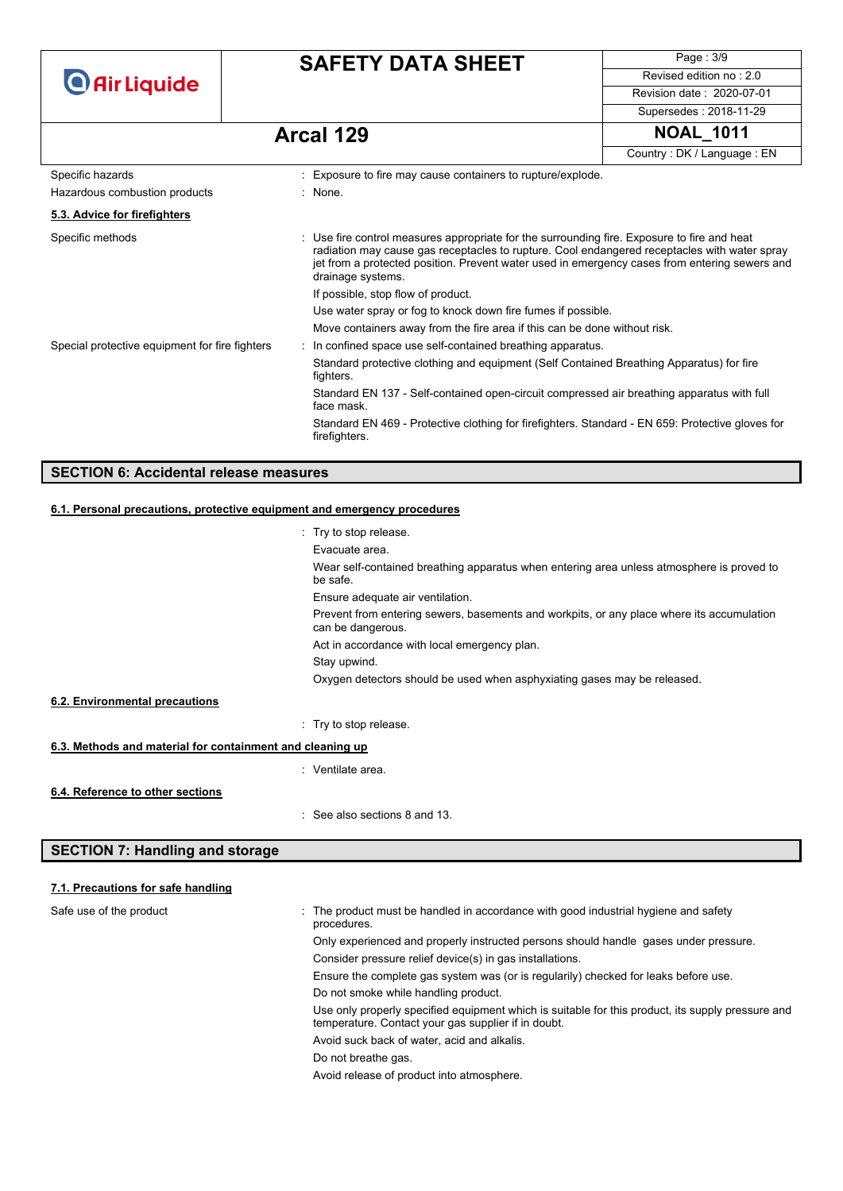| | |
|---|---|
| Specific hazards | : Exposure to fire may cause containers to rupture/explode. |
| Hazardous combustion products | : None. |

### 5.3. Advice for firefighters

| | |
|---|---|
| Specific methods | : Use fire control measures appropriate for the surrounding fire. Exposure to fire and heat radiation may cause gas receptacles to rupture. Cool endangered receptacles with water spray jet from a protected position. Prevent water used in emergency cases from entering sewers and drainage systems.<br>If possible, stop flow of product.<br>Use water spray or fog to knock down fire fumes if possible.<br>Move containers away from the fire area if this can be done without risk. |
| Special protective equipment for fire fighters | : In confined space use self-contained breathing apparatus.<br>Standard protective clothing and equipment (Self Contained Breathing Apparatus) for fire fighters.<br>Standard EN 137 - Self-contained open-circuit compressed air breathing apparatus with full face mask.<br>Standard EN 469 - Protective clothing for firefighters. Standard - EN 659: Protective gloves for firefighters. |

## SECTION 6: Accidental release measures

### 6.1. Personal precautions, protective equipment and emergency procedures

: Try to stop release.

Evacuate area.

Wear self-contained breathing apparatus when entering area unless atmosphere is proved to be safe.

Ensure adequate air ventilation.

Prevent from entering sewers, basements and workpits, or any place where its accumulation can be dangerous.

Act in accordance with local emergency plan.

Stay upwind.

Oxygen detectors should be used when asphyxiating gases may be released.

### 6.2. Environmental precautions

: Try to stop release.

### 6.3. Methods and material for containment and cleaning up

: Ventilate area.

### 6.4. Reference to other sections

: See also sections 8 and 13.

## SECTION 7: Handling and storage

### 7.1. Precautions for safe handling

| | |
|---|---|
| Safe use of the product | : The product must be handled in accordance with good industrial hygiene and safety procedures.<br>Only experienced and properly instructed persons should handle gases under pressure.<br>Consider pressure relief device(s) in gas installations.<br>Ensure the complete gas system was (or is regularily) checked for leaks before use.<br>Do not smoke while handling product.<br>Use only properly specified equipment which is suitable for this product, its supply pressure and temperature. Contact your gas supplier if in doubt.<br>Avoid suck back of water, acid and alkalis.<br>Do not breathe gas.<br>Avoid release of product into atmosphere. |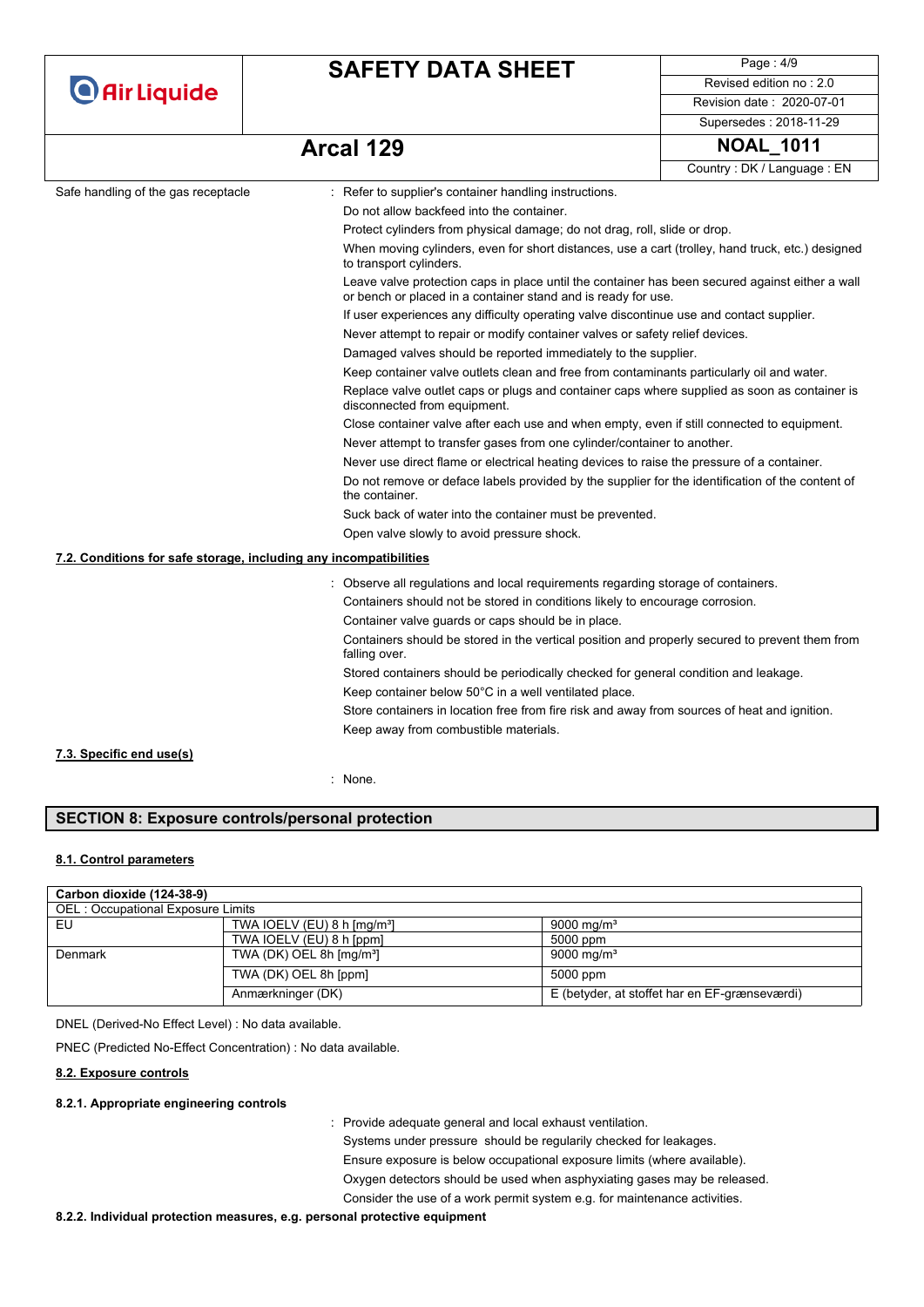Safe handling of the gas receptacle : Refer to supplier's container handling instructions.

Do not allow backfeed into the container.

Protect cylinders from physical damage; do not drag, roll, slide or drop.

When moving cylinders, even for short distances, use a cart (trolley, hand truck, etc.) designed to transport cylinders.

Leave valve protection caps in place until the container has been secured against either a wall or bench or placed in a container stand and is ready for use.

If user experiences any difficulty operating valve discontinue use and contact supplier.

Never attempt to repair or modify container valves or safety relief devices.

Damaged valves should be reported immediately to the supplier.

Keep container valve outlets clean and free from contaminants particularly oil and water.

Replace valve outlet caps or plugs and container caps where supplied as soon as container is disconnected from equipment.

Close container valve after each use and when empty, even if still connected to equipment.

Never attempt to transfer gases from one cylinder/container to another.

Never use direct flame or electrical heating devices to raise the pressure of a container.

Do not remove or deface labels provided by the supplier for the identification of the content of the container.

Suck back of water into the container must be prevented.

Open valve slowly to avoid pressure shock.

### 7.2. Conditions for safe storage, including any incompatibilities

: Observe all regulations and local requirements regarding storage of containers.

Containers should not be stored in conditions likely to encourage corrosion.

Container valve guards or caps should be in place.

Containers should be stored in the vertical position and properly secured to prevent them from falling over.

Stored containers should be periodically checked for general condition and leakage.

Keep container below 50°C in a well ventilated place.

Store containers in location free from fire risk and away from sources of heat and ignition.

Keep away from combustible materials.

### 7.3. Specific end use(s)

: None.

## SECTION 8: Exposure controls/personal protection

### 8.1. Control parameters

| **Carbon dioxide (124-38-9)** | | |
|---|---|---|
| OEL : Occupational Exposure Limits | | |
| EU | TWA IOELV (EU) 8 h [mg/m³] | 9000 mg/m³ |
| | TWA IOELV (EU) 8 h [ppm] | 5000 ppm |
| Denmark | TWA (DK) OEL 8h [mg/m³] | 9000 mg/m³ |
| | TWA (DK) OEL 8h [ppm] | 5000 ppm |
| | Anmærkninger (DK) | E (betyder, at stoffet har en EF-grænseværdi) |

DNEL (Derived-No Effect Level) : No data available.

PNEC (Predicted No-Effect Concentration) : No data available.

### 8.2. Exposure controls

#### 8.2.1. Appropriate engineering controls

: Provide adequate general and local exhaust ventilation.

Systems under pressure should be regularly checked for leakages.

Ensure exposure is below occupational exposure limits (where available).

Oxygen detectors should be used when asphyxiating gases may be released.

Consider the use of a work permit system e.g. for maintenance activities.

#### 8.2.2. Individual protection measures, e.g. personal protective equipment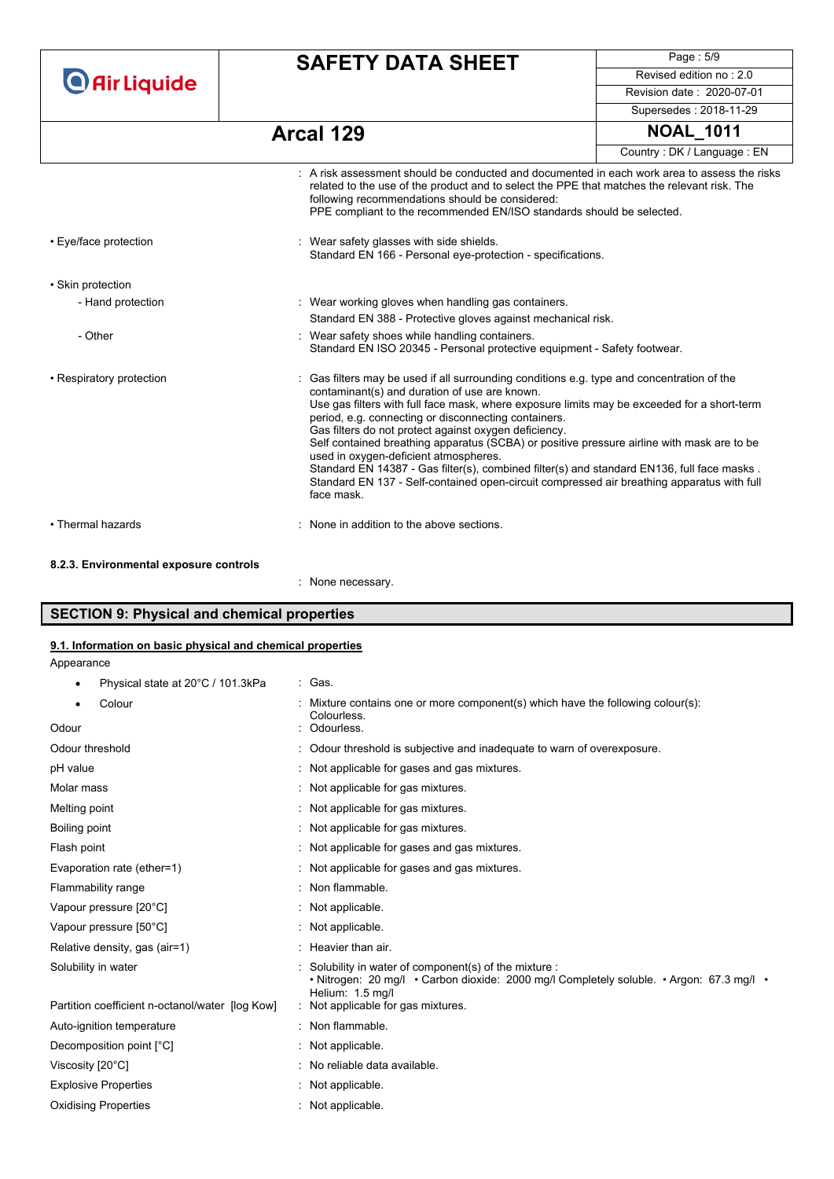: A risk assessment should be conducted and documented in each work area to assess the risks related to the use of the product and to select the PPE that matches the relevant risk. The following recommendations should be considered:
PPE compliant to the recommended EN/ISO standards should be selected.

| | |
|---|---|
| • Eye/face protection | : Wear safety glasses with side shields.<br>Standard EN 166 - Personal eye-protection - specifications. |
| • Skin protection | |
| - Hand protection | : Wear working gloves when handling gas containers.<br>Standard EN 388 - Protective gloves against mechanical risk. |
| - Other | : Wear safety shoes while handling containers.<br>Standard EN ISO 20345 - Personal protective equipment - Safety footwear. |
| • Respiratory protection | : Gas filters may be used if all surrounding conditions e.g. type and concentration of the contaminant(s) and duration of use are known.<br>Use gas filters with full face mask, where exposure limits may be exceeded for a short-term period, e.g. connecting or disconnecting containers.<br>Gas filters do not protect against oxygen deficiency.<br>Self contained breathing apparatus (SCBA) or positive pressure airline with mask are to be used in oxygen-deficient atmospheres.<br>Standard EN 14387 - Gas filter(s), combined filter(s) and standard EN136, full face masks .<br>Standard EN 137 - Self-contained open-circuit compressed air breathing apparatus with full face mask. |
| • Thermal hazards | : None in addition to the above sections. |

**8.2.3. Environmental exposure controls**

: None necessary.

## SECTION 9: Physical and chemical properties

### 9.1. Information on basic physical and chemical properties

Appearance

| | |
|---|---|
| • Physical state at 20°C / 101.3kPa | : Gas. |
| • Colour | : Mixture contains one or more component(s) which have the following colour(s): Colourless. |
| Odour | : Odourless. |
| Odour threshold | : Odour threshold is subjective and inadequate to warn of overexposure. |
| pH value | : Not applicable for gases and gas mixtures. |
| Molar mass | : Not applicable for gas mixtures. |
| Melting point | : Not applicable for gas mixtures. |
| Boiling point | : Not applicable for gas mixtures. |
| Flash point | : Not applicable for gases and gas mixtures. |
| Evaporation rate (ether=1) | : Not applicable for gases and gas mixtures. |
| Flammability range | : Non flammable. |
| Vapour pressure [20°C] | : Not applicable. |
| Vapour pressure [50°C] | : Not applicable. |
| Relative density, gas (air=1) | : Heavier than air. |
| Solubility in water | : Solubility in water of component(s) of the mixture :<br>• Nitrogen: 20 mg/l • Carbon dioxide: 2000 mg/l Completely soluble. • Argon: 67.3 mg/l • Helium: 1.5 mg/l |
| Partition coefficient n-octanol/water [log Kow] | : Not applicable for gas mixtures. |
| Auto-ignition temperature | : Non flammable. |
| Decomposition point [°C] | : Not applicable. |
| Viscosity [20°C] | : No reliable data available. |
| Explosive Properties | : Not applicable. |
| Oxidising Properties | : Not applicable. |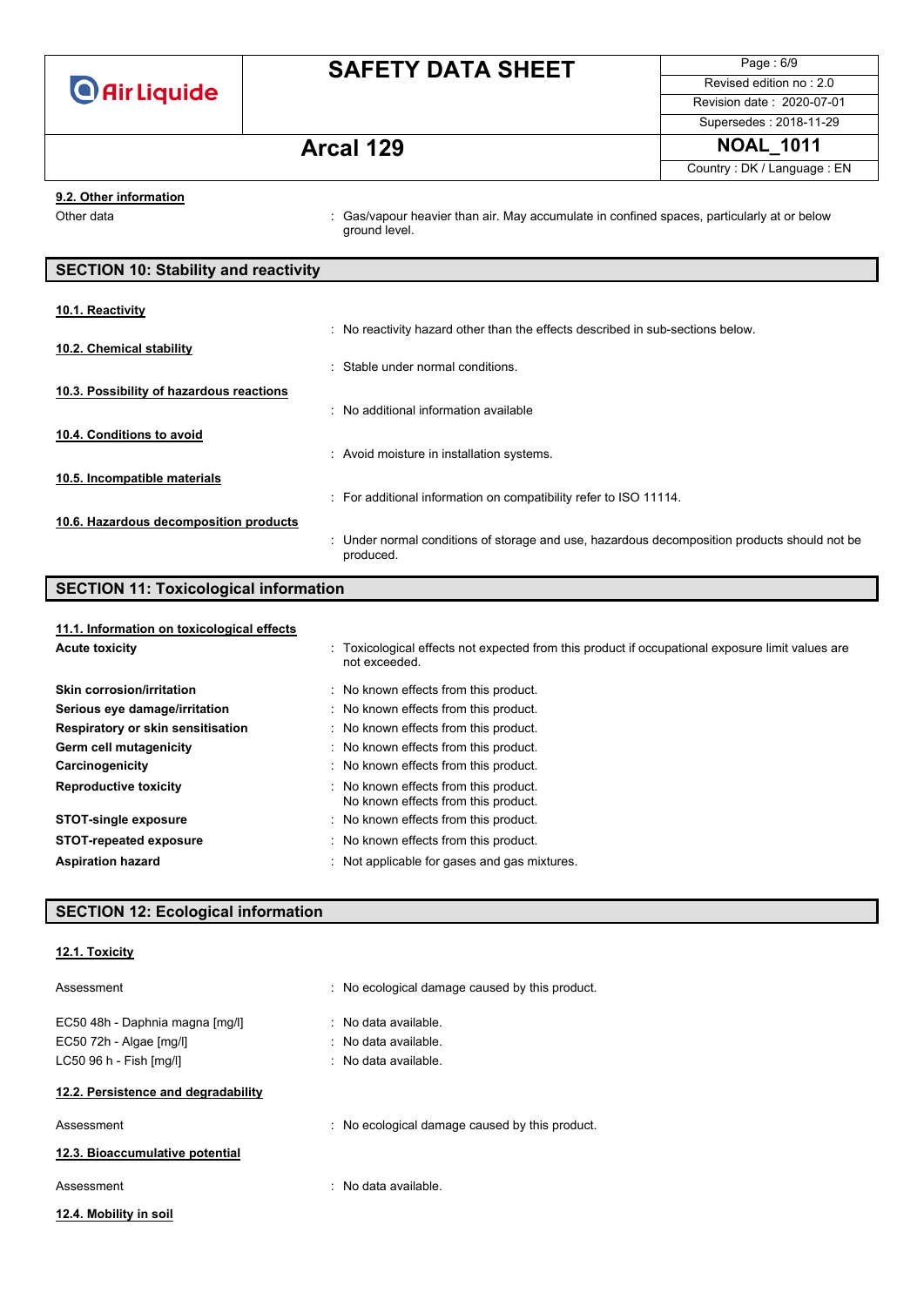### 9.2. Other information

Other data : Gas/vapour heavier than air. May accumulate in confined spaces, particularly at or below ground level.

## SECTION 10: Stability and reactivity

### 10.1. Reactivity

: No reactivity hazard other than the effects described in sub-sections below.

### 10.2. Chemical stability

: Stable under normal conditions.

### 10.3. Possibility of hazardous reactions

: No additional information available

### 10.4. Conditions to avoid

: Avoid moisture in installation systems.

### 10.5. Incompatible materials

: For additional information on compatibility refer to ISO 11114.

### 10.6. Hazardous decomposition products

: Under normal conditions of storage and use, hazardous decomposition products should not be produced.

## SECTION 11: Toxicological information

### 11.1. Information on toxicological effects

**Acute toxicity** : Toxicological effects not expected from this product if occupational exposure limit values are not exceeded.

**Skin corrosion/irritation** : No known effects from this product.

**Serious eye damage/irritation** : No known effects from this product.

**Respiratory or skin sensitisation** : No known effects from this product.

**Germ cell mutagenicity** : No known effects from this product.

**Carcinogenicity** : No known effects from this product.

**Reproductive toxicity** : No known effects from this product.
No known effects from this product.

**STOT-single exposure** : No known effects from this product.

**STOT-repeated exposure** : No known effects from this product.

**Aspiration hazard** : Not applicable for gases and gas mixtures.

## SECTION 12: Ecological information

### 12.1. Toxicity

Assessment : No ecological damage caused by this product.

EC50 48h - Daphnia magna [mg/l] : No data available.

EC50 72h - Algae [mg/l] : No data available.

LC50 96 h - Fish [mg/l] : No data available.

### 12.2. Persistence and degradability

Assessment : No ecological damage caused by this product.

### 12.3. Bioaccumulative potential

Assessment : No data available.

### 12.4. Mobility in soil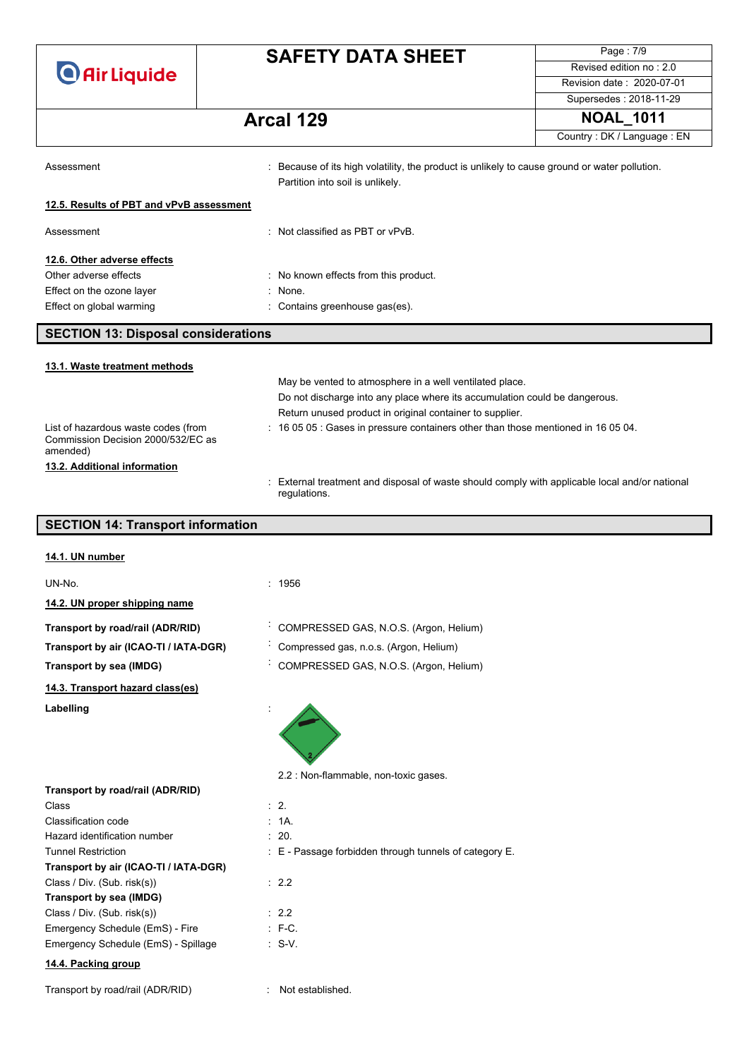| | |
|---|---|
| Assessment | : Because of its high volatility, the product is unlikely to cause ground or water pollution. Partition into soil is unlikely. |

**12.5. Results of PBT and vPvB assessment**

| | |
|---|---|
| Assessment | : Not classified as PBT or vPvB. |

**12.6. Other adverse effects**

| | |
|---|---|
| Other adverse effects | : No known effects from this product. |
| Effect on the ozone layer | : None. |
| Effect on global warming | : Contains greenhouse gas(es). |

## SECTION 13: Disposal considerations

**13.1. Waste treatment methods**

May be vented to atmosphere in a well ventilated place.
Do not discharge into any place where its accumulation could be dangerous.
Return unused product in original container to supplier.

| | |
|---|---|
| List of hazardous waste codes (from Commission Decision 2000/532/EC as amended) | : 16 05 05 : Gases in pressure containers other than those mentioned in 16 05 04. |

**13.2. Additional information**

: External treatment and disposal of waste should comply with applicable local and/or national regulations.

## SECTION 14: Transport information

**14.1. UN number**

| | |
|---|---|
| UN-No. | : 1956 |

**14.2. UN proper shipping name**

| | |
|---|---|
| **Transport by road/rail (ADR/RID)** | : COMPRESSED GAS, N.O.S. (Argon, Helium) |
| **Transport by air (ICAO-TI / IATA-DGR)** | : Compressed gas, n.o.s. (Argon, Helium) |
| **Transport by sea (IMDG)** | : COMPRESSED GAS, N.O.S. (Argon, Helium) |

**14.3. Transport hazard class(es)**

**Labelling** :

2.2 : Non-flammable, non-toxic gases.

| | |
|---|---|
| **Transport by road/rail (ADR/RID)** | |
| Class | : 2. |
| Classification code | : 1A. |
| Hazard identification number | : 20. |
| Tunnel Restriction | : E - Passage forbidden through tunnels of category E. |
| **Transport by air (ICAO-TI / IATA-DGR)** | |
| Class / Div. (Sub. risk(s)) | : 2.2 |
| **Transport by sea (IMDG)** | |
| Class / Div. (Sub. risk(s)) | : 2.2 |
| Emergency Schedule (EmS) - Fire | : F-C. |
| Emergency Schedule (EmS) - Spillage | : S-V. |

**14.4. Packing group**

| | |
|---|---|
| Transport by road/rail (ADR/RID) | : Not established. |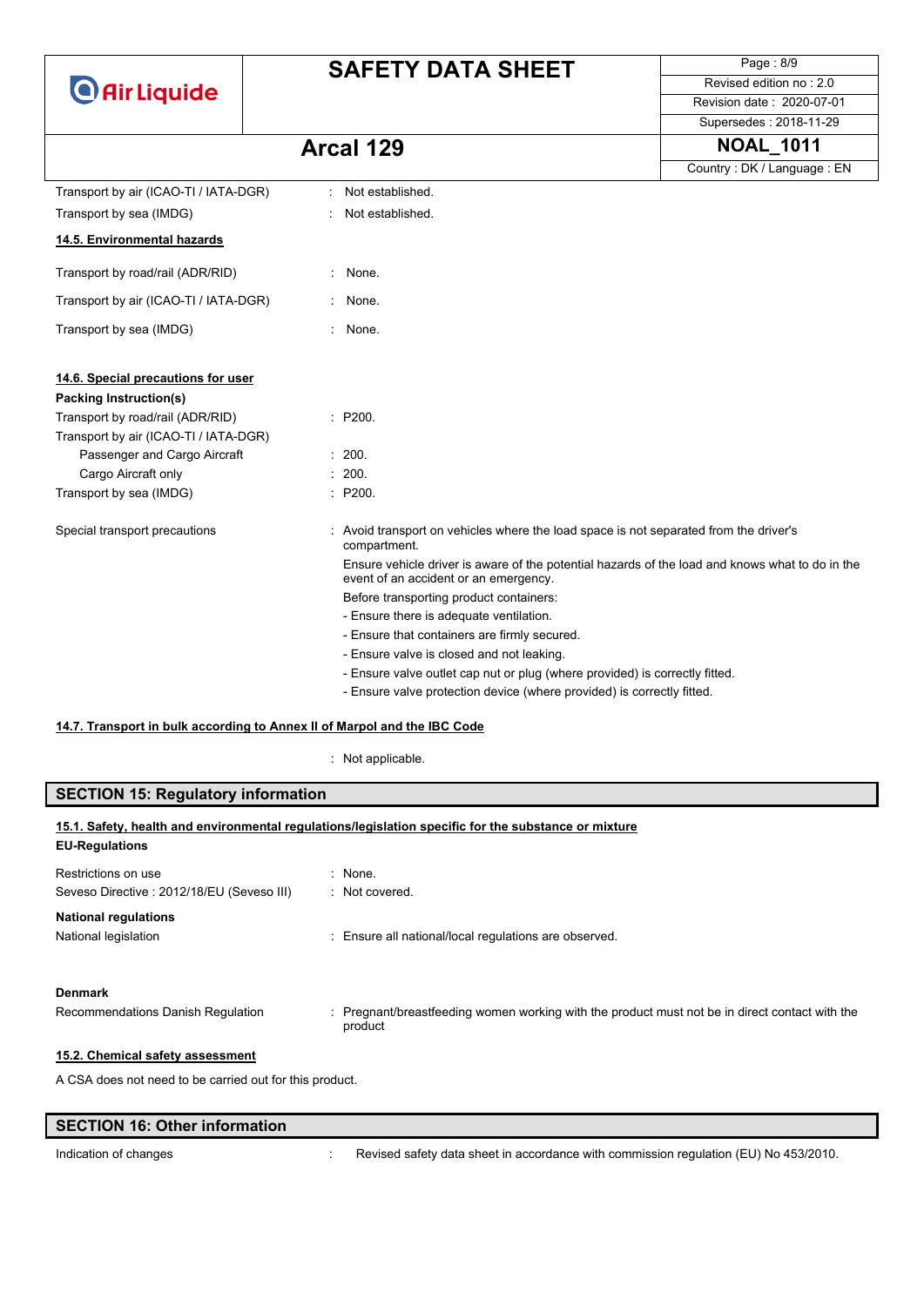| | |
|---|---|
| Transport by air (ICAO-TI / IATA-DGR) | : Not established. |
| Transport by sea (IMDG) | : Not established. |

**14.5. Environmental hazards**

| | |
|---|---|
| Transport by road/rail (ADR/RID) | : None. |
| Transport by air (ICAO-TI / IATA-DGR) | : None. |
| Transport by sea (IMDG) | : None. |

**14.6. Special precautions for user**

**Packing Instruction(s)**

| | |
|---|---|
| Transport by road/rail (ADR/RID) | : P200. |
| Transport by air (ICAO-TI / IATA-DGR) | |
| Passenger and Cargo Aircraft | : 200. |
| Cargo Aircraft only | : 200. |
| Transport by sea (IMDG) | : P200. |

Special transport precautions : Avoid transport on vehicles where the load space is not separated from the driver's compartment.

Ensure vehicle driver is aware of the potential hazards of the load and knows what to do in the event of an accident or an emergency.

Before transporting product containers:

- Ensure there is adequate ventilation.
- Ensure that containers are firmly secured.
- Ensure valve is closed and not leaking.
- Ensure valve outlet cap nut or plug (where provided) is correctly fitted.
- Ensure valve protection device (where provided) is correctly fitted.

**14.7. Transport in bulk according to Annex II of Marpol and the IBC Code**

: Not applicable.

## SECTION 15: Regulatory information

**15.1. Safety, health and environmental regulations/legislation specific for the substance or mixture**

**EU-Regulations**

| | |
|---|---|
| Restrictions on use | : None. |
| Seveso Directive : 2012/18/EU (Seveso III) | : Not covered. |

**National regulations**

| | |
|---|---|
| National legislation | : Ensure all national/local regulations are observed. |

**Denmark**

| | |
|---|---|
| Recommendations Danish Regulation | : Pregnant/breastfeeding women working with the product must not be in direct contact with the product |

**15.2. Chemical safety assessment**

A CSA does not need to be carried out for this product.

## SECTION 16: Other information

| | |
|---|---|
| Indication of changes | : Revised safety data sheet in accordance with commission regulation (EU) No 453/2010. |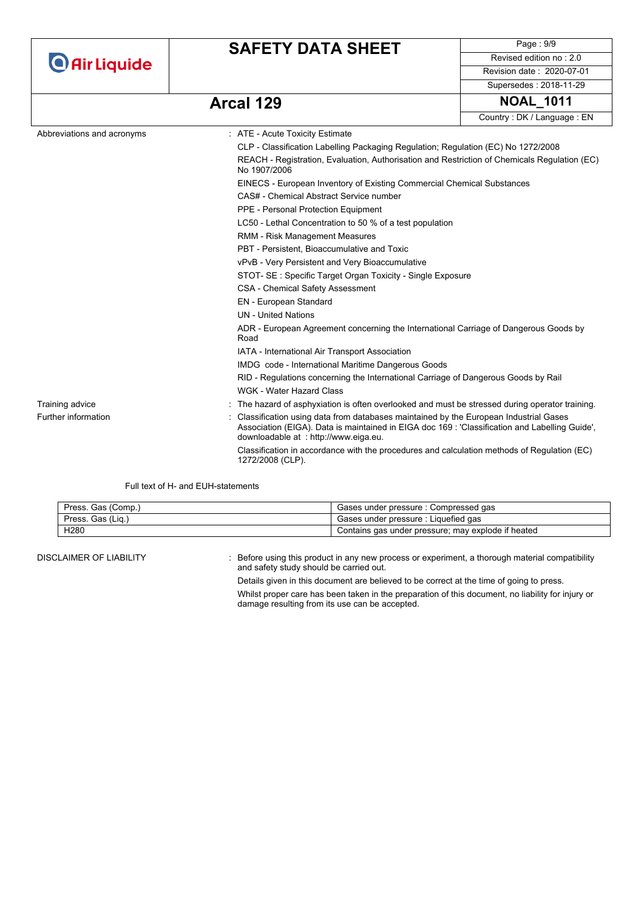Abbreviations and acronyms : ATE - Acute Toxicity Estimate

CLP - Classification Labelling Packaging Regulation; Regulation (EC) No 1272/2008

REACH - Registration, Evaluation, Authorisation and Restriction of Chemicals Regulation (EC) No 1907/2006

EINECS - European Inventory of Existing Commercial Chemical Substances

CAS# - Chemical Abstract Service number

PPE - Personal Protection Equipment

LC50 - Lethal Concentration to 50 % of a test population

RMM - Risk Management Measures

PBT - Persistent, Bioaccumulative and Toxic

vPvB - Very Persistent and Very Bioaccumulative

STOT- SE : Specific Target Organ Toxicity - Single Exposure

CSA - Chemical Safety Assessment

EN - European Standard

UN - United Nations

ADR - European Agreement concerning the International Carriage of Dangerous Goods by Road

IATA - International Air Transport Association

IMDG code - International Maritime Dangerous Goods

RID - Regulations concerning the International Carriage of Dangerous Goods by Rail

WGK - Water Hazard Class

Training advice : The hazard of asphyxiation is often overlooked and must be stressed during operator training.

Further information : Classification using data from databases maintained by the European Industrial Gases Association (EIGA). Data is maintained in EIGA doc 169 : 'Classification and Labelling Guide', downloadable at : http://www.eiga.eu.

Classification in accordance with the procedures and calculation methods of Regulation (EC) 1272/2008 (CLP).

Full text of H- and EUH-statements

| | |
|---|---|
| Press. Gas (Comp.) | Gases under pressure : Compressed gas |
| Press. Gas (Liq.) | Gases under pressure : Liquefied gas |
| H280 | Contains gas under pressure; may explode if heated |

DISCLAIMER OF LIABILITY : Before using this product in any new process or experiment, a thorough material compatibility and safety study should be carried out.

Details given in this document are believed to be correct at the time of going to press.

Whilst proper care has been taken in the preparation of this document, no liability for injury or damage resulting from its use can be accepted.